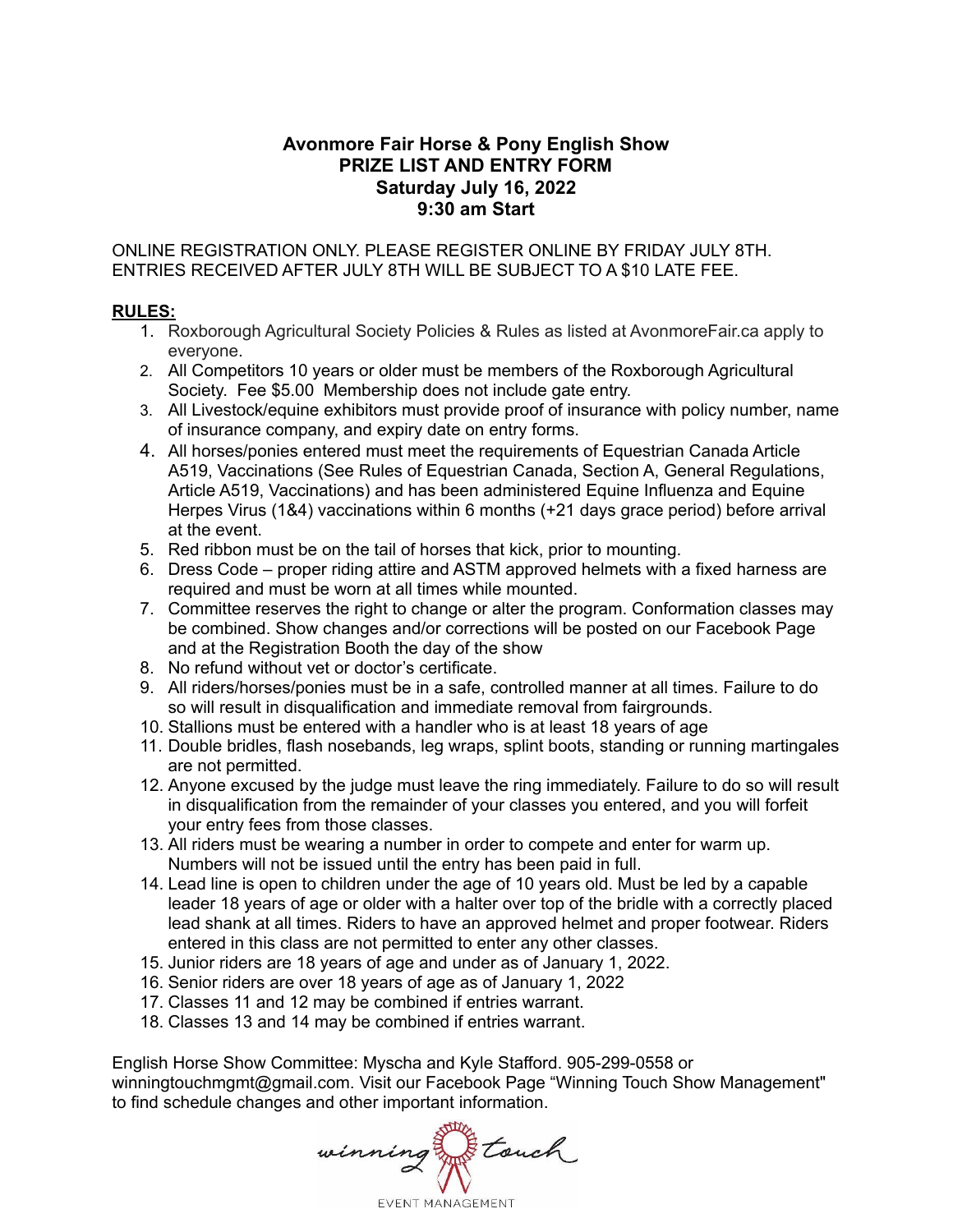**Avonmore Fair Horse & Pony English Show**
**PRIZE LIST AND ENTRY FORM**
**Saturday July 16, 2022**
**9:30 am Start**

ONLINE REGISTRATION ONLY. PLEASE REGISTER ONLINE BY FRIDAY JULY 8TH. ENTRIES RECEIVED AFTER JULY 8TH WILL BE SUBJECT TO A $10 LATE FEE.

**RULES:**

1. Roxborough Agricultural Society Policies & Rules as listed at AvonmoreFair.ca apply to everyone.
2. All Competitors 10 years or older must be members of the Roxborough Agricultural Society. Fee $5.00 Membership does not include gate entry.
3. All Livestock/equine exhibitors must provide proof of insurance with policy number, name of insurance company, and expiry date on entry forms.
4. All horses/ponies entered must meet the requirements of Equestrian Canada Article A519, Vaccinations (See Rules of Equestrian Canada, Section A, General Regulations, Article A519, Vaccinations) and has been administered Equine Influenza and Equine Herpes Virus (1&4) vaccinations within 6 months (+21 days grace period) before arrival at the event.
5. Red ribbon must be on the tail of horses that kick, prior to mounting.
6. Dress Code – proper riding attire and ASTM approved helmets with a fixed harness are required and must be worn at all times while mounted.
7. Committee reserves the right to change or alter the program. Conformation classes may be combined. Show changes and/or corrections will be posted on our Facebook Page and at the Registration Booth the day of the show
8. No refund without vet or doctor's certificate.
9. All riders/horses/ponies must be in a safe, controlled manner at all times. Failure to do so will result in disqualification and immediate removal from fairgrounds.
10. Stallions must be entered with a handler who is at least 18 years of age
11. Double bridles, flash nosebands, leg wraps, splint boots, standing or running martingales are not permitted.
12. Anyone excused by the judge must leave the ring immediately. Failure to do so will result in disqualification from the remainder of your classes you entered, and you will forfeit your entry fees from those classes.
13. All riders must be wearing a number in order to compete and enter for warm up. Numbers will not be issued until the entry has been paid in full.
14. Lead line is open to children under the age of 10 years old. Must be led by a capable leader 18 years of age or older with a halter over top of the bridle with a correctly placed lead shank at all times. Riders to have an approved helmet and proper footwear. Riders entered in this class are not permitted to enter any other classes.
15. Junior riders are 18 years of age and under as of January 1, 2022.
16. Senior riders are over 18 years of age as of January 1, 2022
17. Classes 11 and 12 may be combined if entries warrant.
18. Classes 13 and 14 may be combined if entries warrant.

English Horse Show Committee: Myscha and Kyle Stafford. 905-299-0558 or winningtouchmgmt@gmail.com. Visit our Facebook Page "Winning Touch Show Management" to find schedule changes and other important information.

winning touch
EVENT MANAGEMENT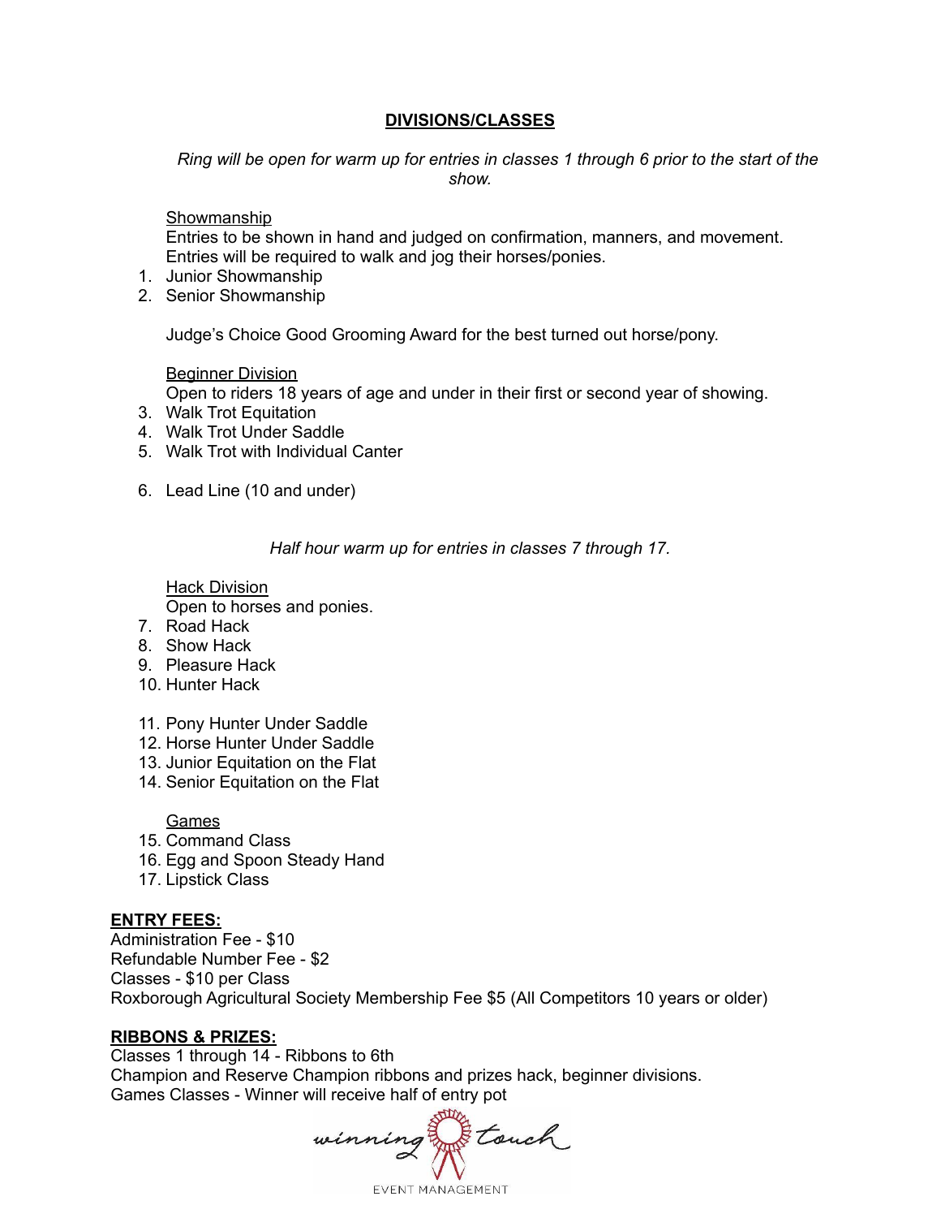**DIVISIONS/CLASSES**

*Ring will be open for warm up for entries in classes 1 through 6 prior to the start of the show.*

Showmanship

Entries to be shown in hand and judged on confirmation, manners, and movement. Entries will be required to walk and jog their horses/ponies.

1. Junior Showmanship
2. Senior Showmanship

Judge's Choice Good Grooming Award for the best turned out horse/pony.

Beginner Division

Open to riders 18 years of age and under in their first or second year of showing.

3. Walk Trot Equitation
4. Walk Trot Under Saddle
5. Walk Trot with Individual Canter

6. Lead Line (10 and under)

*Half hour warm up for entries in classes 7 through 17.*

Hack Division

Open to horses and ponies.

7. Road Hack
8. Show Hack
9. Pleasure Hack
10. Hunter Hack

11. Pony Hunter Under Saddle
12. Horse Hunter Under Saddle
13. Junior Equitation on the Flat
14. Senior Equitation on the Flat

Games

15. Command Class
16. Egg and Spoon Steady Hand
17. Lipstick Class

**ENTRY FEES:**

Administration Fee - $10
Refundable Number Fee - $2
Classes - $10 per Class
Roxborough Agricultural Society Membership Fee $5 (All Competitors 10 years or older)

**RIBBONS & PRIZES:**

Classes 1 through 14 - Ribbons to 6th
Champion and Reserve Champion ribbons and prizes hack, beginner divisions.
Games Classes - Winner will receive half of entry pot

winning touch
EVENT MANAGEMENT